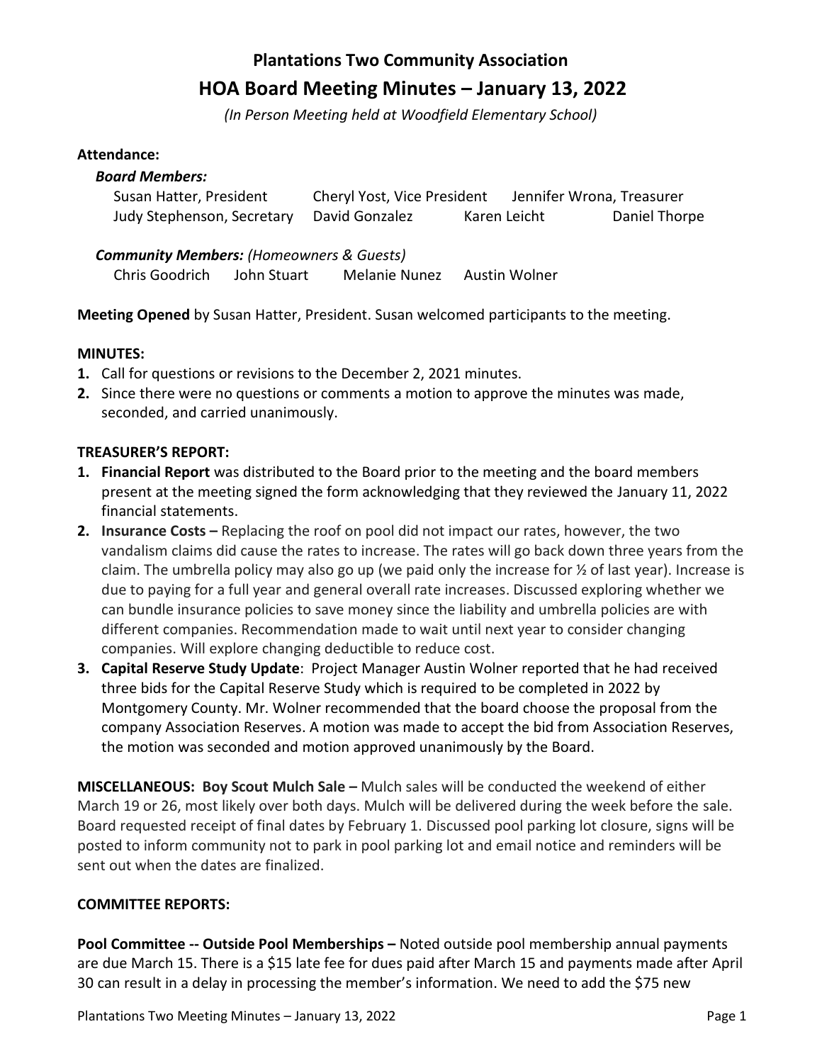# Plantations Two Community Association

## HOA Board Meeting Minutes – January 13, 2022

*(In Person Meeting held at Woodfield Elementary School)*

**Attendance:**

***Board Members:***

Susan Hatter, President    Cheryl Yost, Vice President    Jennifer Wrona, Treasurer
Judy Stephenson, Secretary    David Gonzalez    Karen Leicht    Daniel Thorpe

***Community Members:*** *(Homeowners & Guests)*

Chris Goodrich    John Stuart    Melanie Nunez    Austin Wolner

**Meeting Opened** by Susan Hatter, President. Susan welcomed participants to the meeting.

**MINUTES:**

1. Call for questions or revisions to the December 2, 2021 minutes.
2. Since there were no questions or comments a motion to approve the minutes was made, seconded, and carried unanimously.

**TREASURER'S REPORT:**

1. **Financial Report** was distributed to the Board prior to the meeting and the board members present at the meeting signed the form acknowledging that they reviewed the January 11, 2022 financial statements.
2. **Insurance Costs –** Replacing the roof on pool did not impact our rates, however, the two vandalism claims did cause the rates to increase. The rates will go back down three years from the claim. The umbrella policy may also go up (we paid only the increase for ½ of last year). Increase is due to paying for a full year and general overall rate increases. Discussed exploring whether we can bundle insurance policies to save money since the liability and umbrella policies are with different companies. Recommendation made to wait until next year to consider changing companies. Will explore changing deductible to reduce cost.
3. **Capital Reserve Study Update**: Project Manager Austin Wolner reported that he had received three bids for the Capital Reserve Study which is required to be completed in 2022 by Montgomery County. Mr. Wolner recommended that the board choose the proposal from the company Association Reserves. A motion was made to accept the bid from Association Reserves, the motion was seconded and motion approved unanimously by the Board.

**MISCELLANEOUS: Boy Scout Mulch Sale –** Mulch sales will be conducted the weekend of either March 19 or 26, most likely over both days. Mulch will be delivered during the week before the sale. Board requested receipt of final dates by February 1. Discussed pool parking lot closure, signs will be posted to inform community not to park in pool parking lot and email notice and reminders will be sent out when the dates are finalized.

**COMMITTEE REPORTS:**

**Pool Committee -- Outside Pool Memberships –** Noted outside pool membership annual payments are due March 15. There is a $15 late fee for dues paid after March 15 and payments made after April 30 can result in a delay in processing the member's information. We need to add the $75 new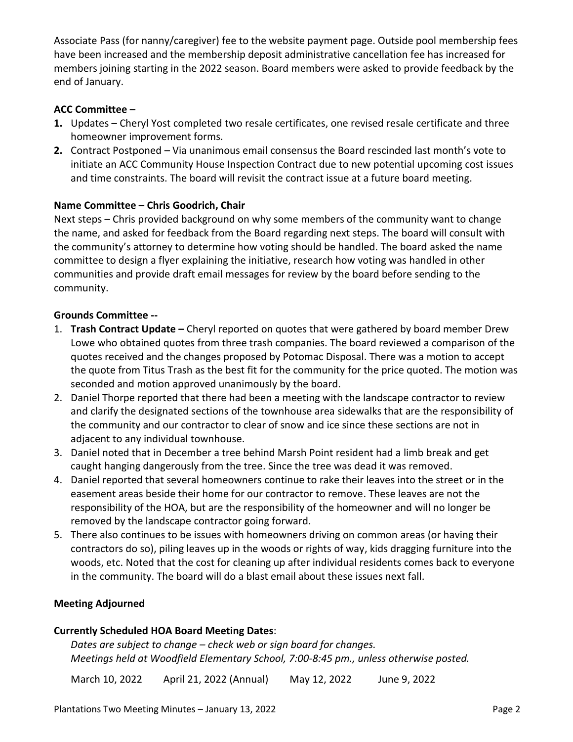Associate Pass (for nanny/caregiver) fee to the website payment page. Outside pool membership fees have been increased and the membership deposit administrative cancellation fee has increased for members joining starting in the 2022 season. Board members were asked to provide feedback by the end of January.

**ACC Committee –**

1. Updates – Cheryl Yost completed two resale certificates, one revised resale certificate and three homeowner improvement forms.
2. Contract Postponed – Via unanimous email consensus the Board rescinded last month's vote to initiate an ACC Community House Inspection Contract due to new potential upcoming cost issues and time constraints. The board will revisit the contract issue at a future board meeting.

**Name Committee – Chris Goodrich, Chair**

Next steps – Chris provided background on why some members of the community want to change the name, and asked for feedback from the Board regarding next steps. The board will consult with the community's attorney to determine how voting should be handled. The board asked the name committee to design a flyer explaining the initiative, research how voting was handled in other communities and provide draft email messages for review by the board before sending to the community.

**Grounds Committee --**

1. **Trash Contract Update –** Cheryl reported on quotes that were gathered by board member Drew Lowe who obtained quotes from three trash companies. The board reviewed a comparison of the quotes received and the changes proposed by Potomac Disposal. There was a motion to accept the quote from Titus Trash as the best fit for the community for the price quoted. The motion was seconded and motion approved unanimously by the board.
2. Daniel Thorpe reported that there had been a meeting with the landscape contractor to review and clarify the designated sections of the townhouse area sidewalks that are the responsibility of the community and our contractor to clear of snow and ice since these sections are not in adjacent to any individual townhouse.
3. Daniel noted that in December a tree behind Marsh Point resident had a limb break and get caught hanging dangerously from the tree. Since the tree was dead it was removed.
4. Daniel reported that several homeowners continue to rake their leaves into the street or in the easement areas beside their home for our contractor to remove. These leaves are not the responsibility of the HOA, but are the responsibility of the homeowner and will no longer be removed by the landscape contractor going forward.
5. There also continues to be issues with homeowners driving on common areas (or having their contractors do so), piling leaves up in the woods or rights of way, kids dragging furniture into the woods, etc. Noted that the cost for cleaning up after individual residents comes back to everyone in the community. The board will do a blast email about these issues next fall.

**Meeting Adjourned**

**Currently Scheduled HOA Board Meeting Dates**:

*Dates are subject to change – check web or sign board for changes.*
*Meetings held at Woodfield Elementary School, 7:00-8:45 pm., unless otherwise posted.*

March 10, 2022 &nbsp;&nbsp; April 21, 2022 (Annual) &nbsp;&nbsp; May 12, 2022 &nbsp;&nbsp; June 9, 2022